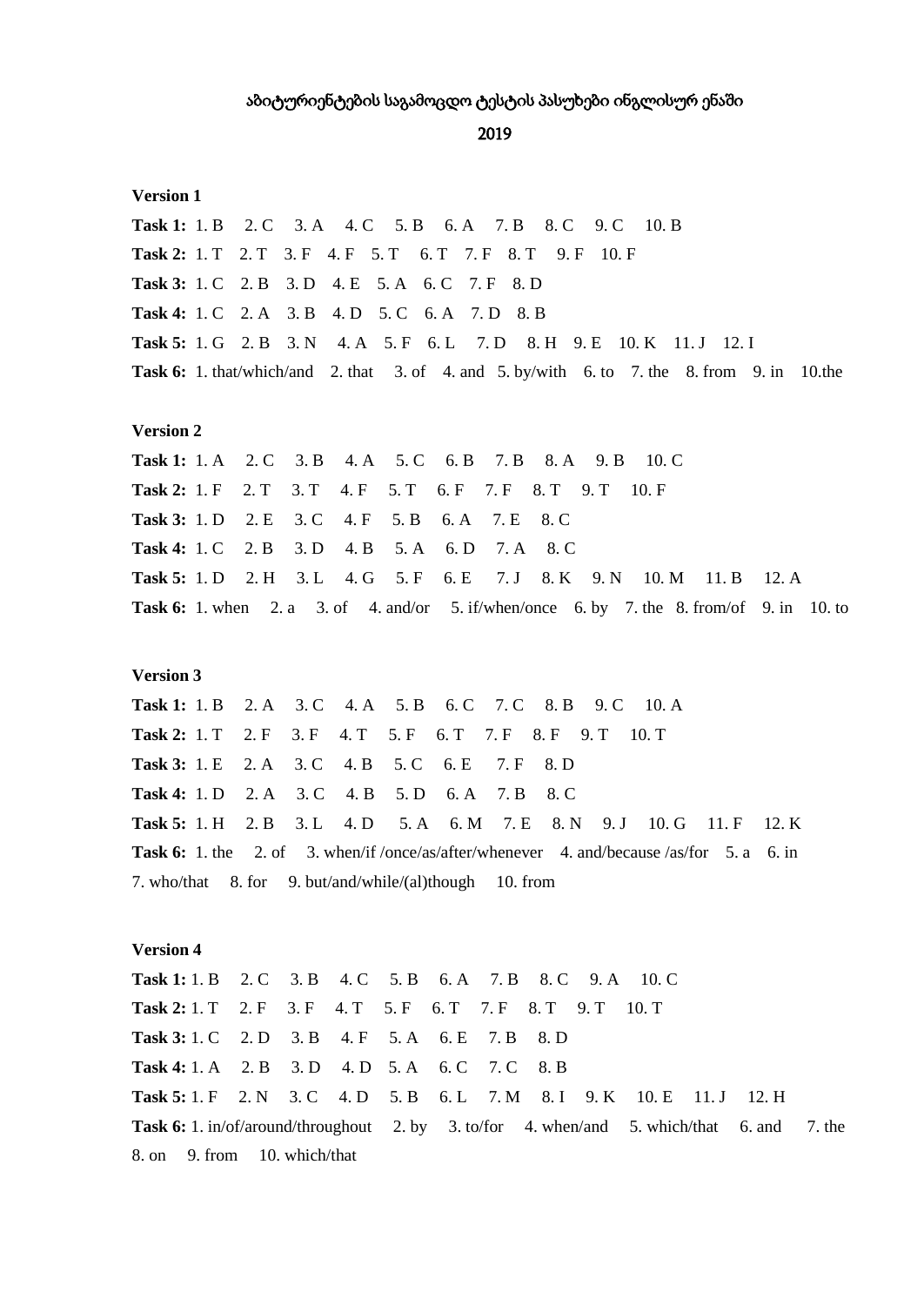# აბიტურიენტების საგამოცდო ტესტის პასუხები ინგლისურ ენაში

## 2019

**Version 1**

**Task 1:** 1. B 2. C 3. A 4. C 5. B 6. A 7. B 8. C 9. C 10. B

**Task 2:** 1. T 2. T 3. F 4. F 5. T 6. T 7. F 8. T 9. F 10. F

**Task 3:** 1. C 2. B 3. D 4. E 5. A 6. C 7. F 8. D

**Task 4:** 1. C 2. A 3. B 4. D 5. C 6. A 7. D 8. B

**Task 5:** 1. G 2. B 3. N 4. A 5. F 6. L 7. D 8. H 9. E 10. K 11. J 12. I

**Task 6:** 1. that/which/and 2. that 3. of 4. and 5. by/with 6. to 7. the 8. from 9. in 10.the

**Version 2**

**Task 1:** 1. A 2. C 3. B 4. A 5. C 6. B 7. B 8. A 9. B 10. C

**Task 2:** 1. F 2. T 3. T 4. F 5. T 6. F 7. F 8. T 9. T 10. F

**Task 3:** 1. D 2. E 3. C 4. F 5. B 6. A 7. E 8. C

**Task 4:** 1. C 2. B 3. D 4. B 5. A 6. D 7. A 8. C

**Task 5:** 1. D 2. H 3. L 4. G 5. F 6. E 7. J 8. K 9. N 10. M 11. B 12. A

**Task 6:** 1. when 2. a 3. of 4. and/or 5. if/when/once 6. by 7. the 8. from/of 9. in 10. to

**Version 3**

**Task 1:** 1. B 2. A 3. C 4. A 5. B 6. C 7. C 8. B 9. C 10. A

**Task 2:** 1. T 2. F 3. F 4. T 5. F 6. T 7. F 8. F 9. T 10. T

**Task 3:** 1. E 2. A 3. C 4. B 5. C 6. E 7. F 8. D

**Task 4:** 1. D 2. A 3. C 4. B 5. D 6. A 7. B 8. C

**Task 5:** 1. H 2. B 3. L 4. D 5. A 6. M 7. E 8. N 9. J 10. G 11. F 12. K

**Task 6:** 1. the 2. of 3. when/if /once/as/after/whenever 4. and/because /as/for 5. a 6. in 7. who/that 8. for 9. but/and/while/(al)though 10. from

**Version 4**

**Task 1:** 1. B 2. C 3. B 4. C 5. B 6. A 7. B 8. C 9. A 10. C

**Task 2:** 1. T 2. F 3. F 4. T 5. F 6. T 7. F 8. T 9. T 10. T

**Task 3:** 1. C 2. D 3. B 4. F 5. A 6. E 7. B 8. D

**Task 4:** 1. A 2. B 3. D 4. D 5. A 6. C 7. C 8. B

**Task 5:** 1. F 2. N 3. C 4. D 5. B 6. L 7. M 8. I 9. K 10. E 11. J 12. H

**Task 6:** 1. in/of/around/throughout 2. by 3. to/for 4. when/and 5. which/that 6. and 7. the 8. on 9. from 10. which/that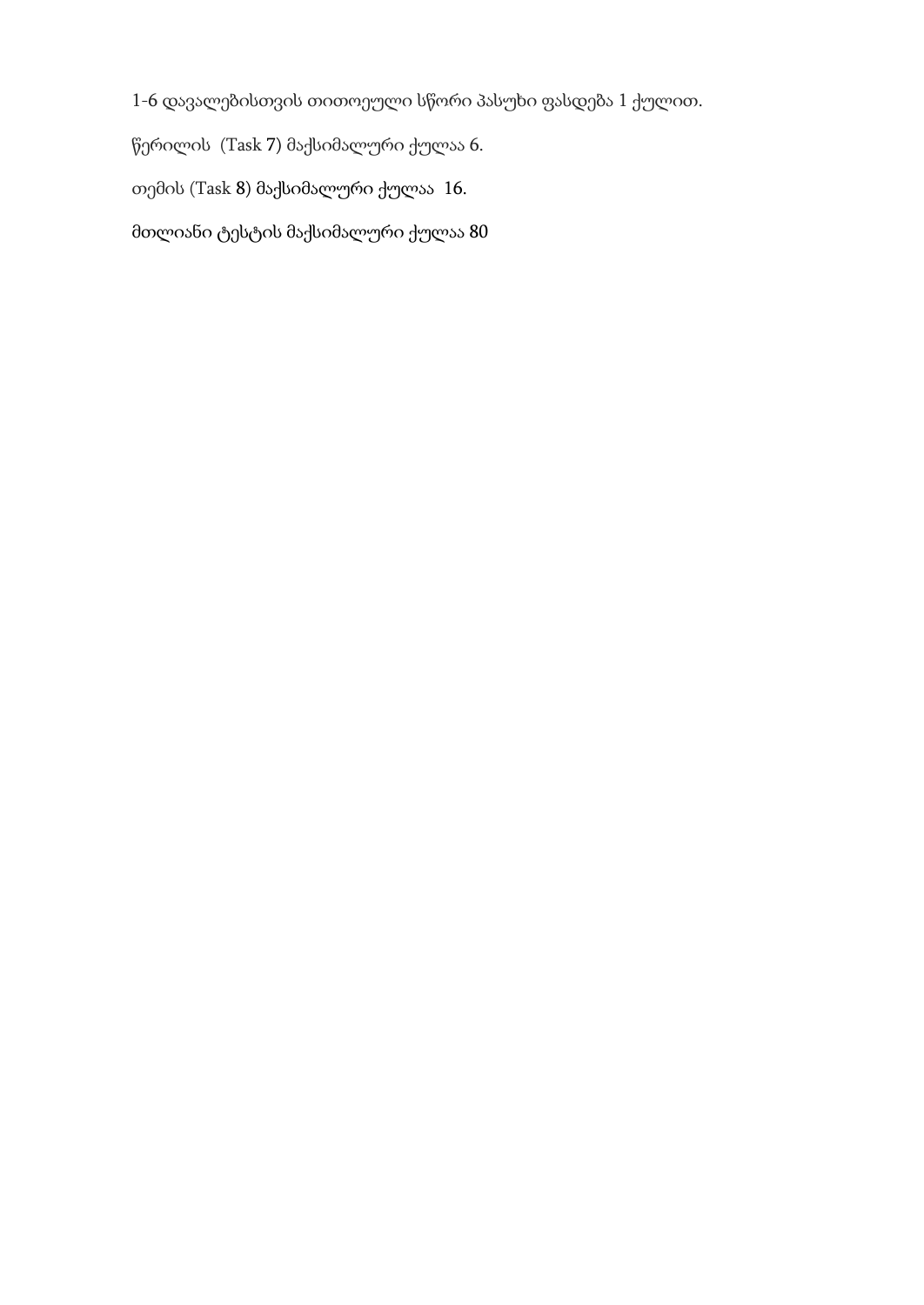1-6 დავალებისთვის თითოეული სწორი პასუხი ფასდება 1 ქულით.

წერილის (Task 7) მაქსიმალური ქულაა 6.

თემის (Task 8) მაქსიმალური ქულაა 16.

მთლიანი ტესტის მაქსიმალური ქულაა 80